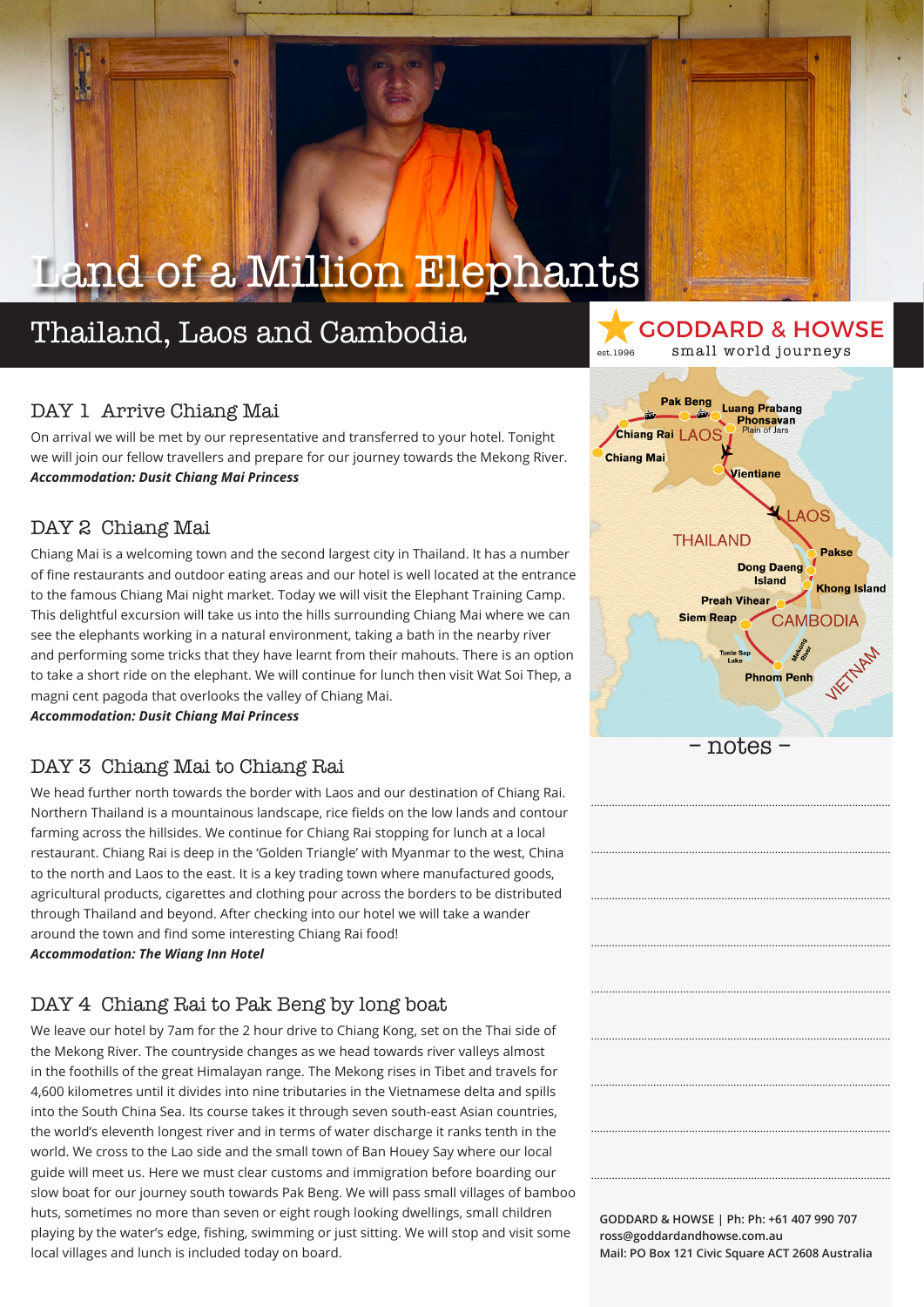# Land of a Million Elephants

## Thailand, Laos and Cambodia

GODDARD & HOWSE
est.1996 small world journeys

### DAY 1 Arrive Chiang Mai

On arrival we will be met by our representative and transferred to your hotel. Tonight we will join our fellow travellers and prepare for our journey towards the Mekong River.
***Accommodation: Dusit Chiang Mai Princess***

### DAY 2 Chiang Mai

Chiang Mai is a welcoming town and the second largest city in Thailand. It has a number of fine restaurants and outdoor eating areas and our hotel is well located at the entrance to the famous Chiang Mai night market. Today we will visit the Elephant Training Camp. This delightful excursion will take us into the hills surrounding Chiang Mai where we can see the elephants working in a natural environment, taking a bath in the nearby river and performing some tricks that they have learnt from their mahouts. There is an option to take a short ride on the elephant. We will continue for lunch then visit Wat Soi Thep, a magni cent pagoda that overlooks the valley of Chiang Mai.
***Accommodation: Dusit Chiang Mai Princess***

### DAY 3 Chiang Mai to Chiang Rai

We head further north towards the border with Laos and our destination of Chiang Rai. Northern Thailand is a mountainous landscape, rice fields on the low lands and contour farming across the hillsides. We continue for Chiang Rai stopping for lunch at a local restaurant. Chiang Rai is deep in the 'Golden Triangle' with Myanmar to the west, China to the north and Laos to the east. It is a key trading town where manufactured goods, agricultural products, cigarettes and clothing pour across the borders to be distributed through Thailand and beyond. After checking into our hotel we will take a wander around the town and find some interesting Chiang Rai food!
***Accommodation: The Wiang Inn Hotel***

### DAY 4 Chiang Rai to Pak Beng by long boat

We leave our hotel by 7am for the 2 hour drive to Chiang Kong, set on the Thai side of the Mekong River. The countryside changes as we head towards river valleys almost in the foothills of the great Himalayan range. The Mekong rises in Tibet and travels for 4,600 kilometres until it divides into nine tributaries in the Vietnamese delta and spills into the South China Sea. Its course takes it through seven south-east Asian countries, the world's eleventh longest river and in terms of water discharge it ranks tenth in the world. We cross to the Lao side and the small town of Ban Houey Say where our local guide will meet us. Here we must clear customs and immigration before boarding our slow boat for our journey south towards Pak Beng. We will pass small villages of bamboo huts, sometimes no more than seven or eight rough looking dwellings, small children playing by the water's edge, fishing, swimming or just sitting. We will stop and visit some local villages and lunch is included today on board.

Pak Beng · Luang Prabang · Phonsavan · Plain of Jars · Chiang Rai · LAOS · Chiang Mai · Vientiane · LAOS · THAILAND · Pakse · Dong Daeng Island · Khong Island · Preah Vihear · Siem Reap · CAMBODIA · Tonle Sap Lake · Mekong River · Phnom Penh · VIETNAM

– notes –

GODDARD & HOWSE | Ph: Ph: +61 407 990 707
ross@goddardandhowse.com.au
Mail: PO Box 121 Civic Square ACT 2608 Australia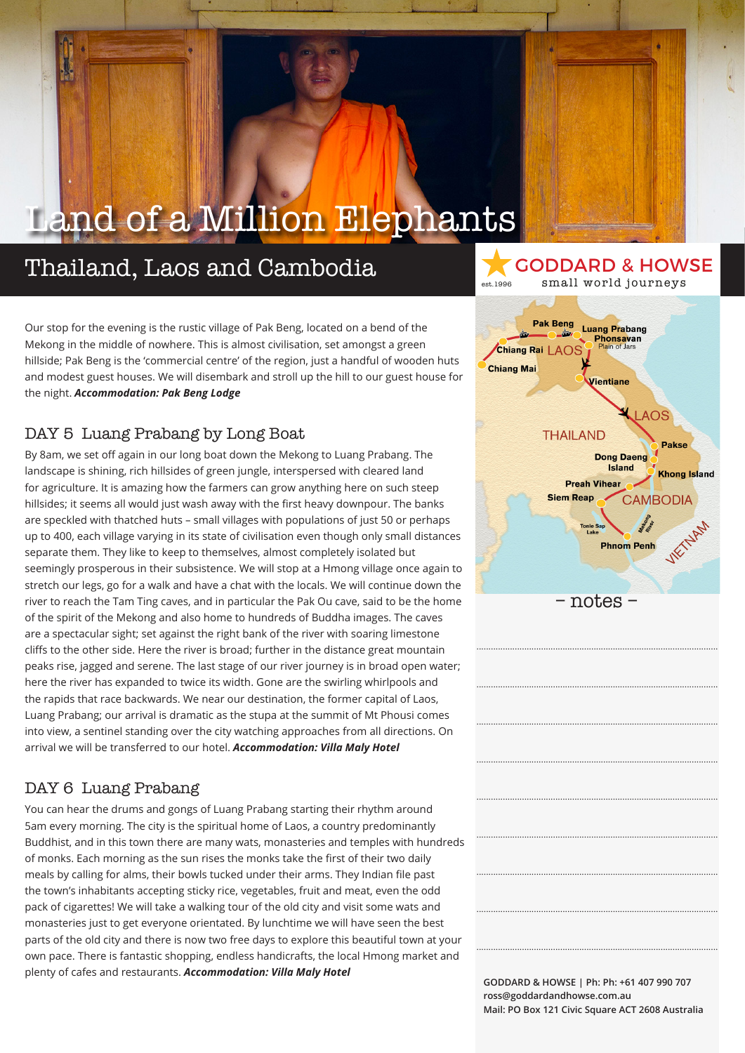# Land of a Million Elephants

## Thailand, Laos and Cambodia

Our stop for the evening is the rustic village of Pak Beng, located on a bend of the Mekong in the middle of nowhere. This is almost civilisation, set amongst a green hillside; Pak Beng is the 'commercial centre' of the region, just a handful of wooden huts and modest guest houses. We will disembark and stroll up the hill to our guest house for the night. ***Accommodation: Pak Beng Lodge***

### DAY 5 Luang Prabang by Long Boat

By 8am, we set off again in our long boat down the Mekong to Luang Prabang. The landscape is shining, rich hillsides of green jungle, interspersed with cleared land for agriculture. It is amazing how the farmers can grow anything here on such steep hillsides; it seems all would just wash away with the first heavy downpour. The banks are speckled with thatched huts – small villages with populations of just 50 or perhaps up to 400, each village varying in its state of civilisation even though only small distances separate them. They like to keep to themselves, almost completely isolated but seemingly prosperous in their subsistence. We will stop at a Hmong village once again to stretch our legs, go for a walk and have a chat with the locals. We will continue down the river to reach the Tam Ting caves, and in particular the Pak Ou cave, said to be the home of the spirit of the Mekong and also home to hundreds of Buddha images. The caves are a spectacular sight; set against the right bank of the river with soaring limestone cliffs to the other side. Here the river is broad; further in the distance great mountain peaks rise, jagged and serene. The last stage of our river journey is in broad open water; here the river has expanded to twice its width. Gone are the swirling whirlpools and the rapids that race backwards. We near our destination, the former capital of Laos, Luang Prabang; our arrival is dramatic as the stupa at the summit of Mt Phousi comes into view, a sentinel standing over the city watching approaches from all directions. On arrival we will be transferred to our hotel. ***Accommodation: Villa Maly Hotel***

### DAY 6 Luang Prabang

You can hear the drums and gongs of Luang Prabang starting their rhythm around 5am every morning. The city is the spiritual home of Laos, a country predominantly Buddhist, and in this town there are many wats, monasteries and temples with hundreds of monks. Each morning as the sun rises the monks take the first of their two daily meals by calling for alms, their bowls tucked under their arms. They Indian file past the town's inhabitants accepting sticky rice, vegetables, fruit and meat, even the odd pack of cigarettes! We will take a walking tour of the old city and visit some wats and monasteries just to get everyone orientated. By lunchtime we will have seen the best parts of the old city and there is now two free days to explore this beautiful town at your own pace. There is fantastic shopping, endless handicrafts, the local Hmong market and plenty of cafes and restaurants. ***Accommodation: Villa Maly Hotel***

GODDARD & HOWSE
est.1996
small world journeys

– notes –

**GODDARD & HOWSE | Ph: Ph: +61 407 990 707**
**ross@goddardandhowse.com.au**
**Mail: PO Box 121 Civic Square ACT 2608 Australia**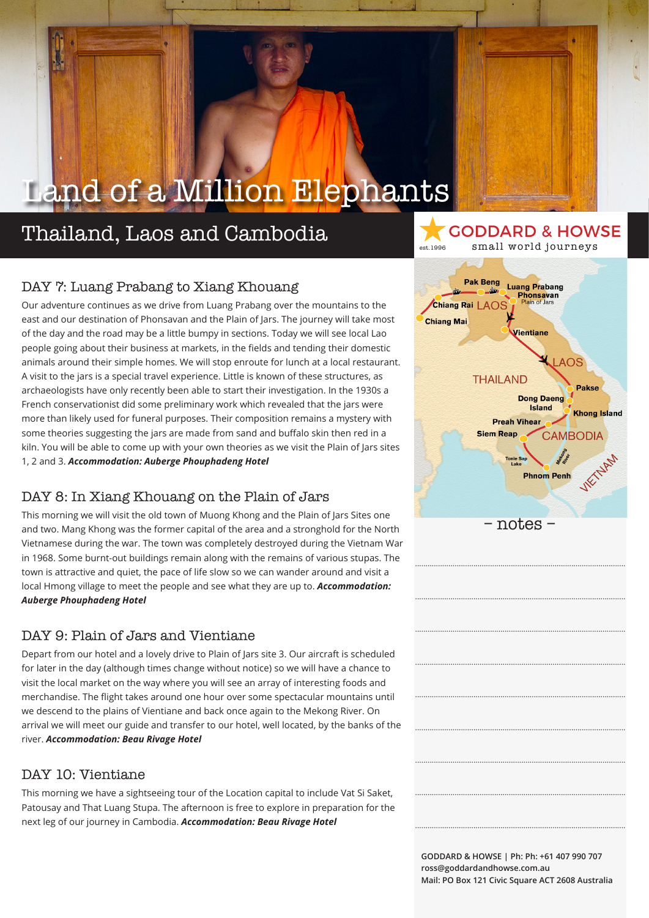# Land of a Million Elephants

## Thailand, Laos and Cambodia

GODDARD & HOWSE
est.1996 small world journeys

### DAY 7: Luang Prabang to Xiang Khouang

Our adventure continues as we drive from Luang Prabang over the mountains to the east and our destination of Phonsavan and the Plain of Jars. The journey will take most of the day and the road may be a little bumpy in sections. Today we will see local Lao people going about their business at markets, in the fields and tending their domestic animals around their simple homes. We will stop enroute for lunch at a local restaurant. A visit to the jars is a special travel experience. Little is known of these structures, as archaeologists have only recently been able to start their investigation. In the 1930s a French conservationist did some preliminary work which revealed that the jars were more than likely used for funeral purposes. Their composition remains a mystery with some theories suggesting the jars are made from sand and buffalo skin then red in a kiln. You will be able to come up with your own theories as we visit the Plain of Jars sites 1, 2 and 3. ***Accommodation: Auberge Phouphadeng Hotel***

### DAY 8: In Xiang Khouang on the Plain of Jars

This morning we will visit the old town of Muong Khong and the Plain of Jars Sites one and two. Mang Khong was the former capital of the area and a stronghold for the North Vietnamese during the war. The town was completely destroyed during the Vietnam War in 1968. Some burnt-out buildings remain along with the remains of various stupas. The town is attractive and quiet, the pace of life slow so we can wander around and visit a local Hmong village to meet the people and see what they are up to. ***Accommodation: Auberge Phouphadeng Hotel***

### DAY 9: Plain of Jars and Vientiane

Depart from our hotel and a lovely drive to Plain of Jars site 3. Our aircraft is scheduled for later in the day (although times change without notice) so we will have a chance to visit the local market on the way where you will see an array of interesting foods and merchandise. The flight takes around one hour over some spectacular mountains until we descend to the plains of Vientiane and back once again to the Mekong River. On arrival we will meet our guide and transfer to our hotel, well located, by the banks of the river. ***Accommodation: Beau Rivage Hotel***

### DAY 10: Vientiane

This morning we have a sightseeing tour of the Location capital to include Vat Si Saket, Patousay and That Luang Stupa. The afternoon is free to explore in preparation for the next leg of our journey in Cambodia. ***Accommodation: Beau Rivage Hotel***

Pak Beng · Luang Prabang · Phonsavan · Plain of Jars · Chiang Rai · LAOS · Chiang Mai · Vientiane · LAOS · THAILAND · Pakse · Dong Daeng Island · Khong Island · Preah Vihear · Siem Reap · CAMBODIA · Tonle Sap Lake · Mekong River · Phnom Penh · VIETNAM

– notes –

GODDARD & HOWSE | Ph: Ph: +61 407 990 707
ross@goddardandhowse.com.au
Mail: PO Box 121 Civic Square ACT 2608 Australia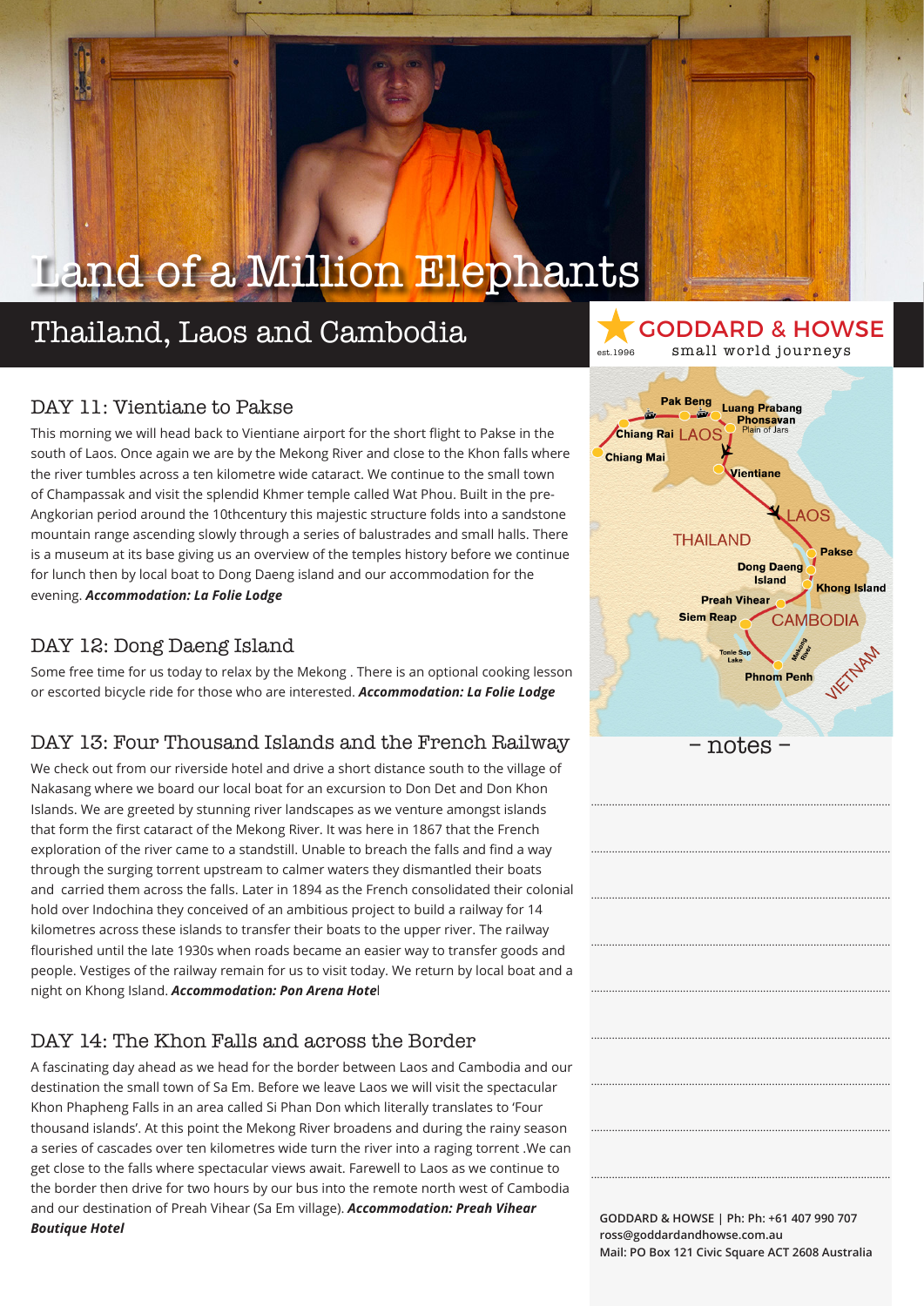# Land of a Million Elephants

## Thailand, Laos and Cambodia

GODDARD & HOWSE
est.1996 small world journeys

### DAY 11: Vientiane to Pakse

This morning we will head back to Vientiane airport for the short flight to Pakse in the south of Laos. Once again we are by the Mekong River and close to the Khon falls where the river tumbles across a ten kilometre wide cataract. We continue to the small town of Champassak and visit the splendid Khmer temple called Wat Phou. Built in the pre-Angkorian period around the 10thcentury this majestic structure folds into a sandstone mountain range ascending slowly through a series of balustrades and small halls. There is a museum at its base giving us an overview of the temples history before we continue for lunch then by local boat to Dong Daeng island and our accommodation for the evening. ***Accommodation: La Folie Lodge***

### DAY 12: Dong Daeng Island

Some free time for us today to relax by the Mekong . There is an optional cooking lesson or escorted bicycle ride for those who are interested. ***Accommodation: La Folie Lodge***

### DAY 13: Four Thousand Islands and the French Railway

We check out from our riverside hotel and drive a short distance south to the village of Nakasang where we board our local boat for an excursion to Don Det and Don Khon Islands. We are greeted by stunning river landscapes as we venture amongst islands that form the first cataract of the Mekong River. It was here in 1867 that the French exploration of the river came to a standstill. Unable to breach the falls and find a way through the surging torrent upstream to calmer waters they dismantled their boats and carried them across the falls. Later in 1894 as the French consolidated their colonial hold over Indochina they conceived of an ambitious project to build a railway for 14 kilometres across these islands to transfer their boats to the upper river. The railway flourished until the late 1930s when roads became an easier way to transfer goods and people. Vestiges of the railway remain for us to visit today. We return by local boat and a night on Khong Island. ***Accommodation: Pon Arena Hotel***

### DAY 14: The Khon Falls and across the Border

A fascinating day ahead as we head for the border between Laos and Cambodia and our destination the small town of Sa Em. Before we leave Laos we will visit the spectacular Khon Phapheng Falls in an area called Si Phan Don which literally translates to 'Four thousand islands'. At this point the Mekong River broadens and during the rainy season a series of cascades over ten kilometres wide turn the river into a raging torrent .We can get close to the falls where spectacular views await. Farewell to Laos as we continue to the border then drive for two hours by our bus into the remote north west of Cambodia and our destination of Preah Vihear (Sa Em village). ***Accommodation: Preah Vihear Boutique Hotel***

Pak Beng, Luang Prabang, Phonsavan (Plain of Jars), Chiang Rai, LAOS, Chiang Mai, Vientiane, LAOS, THAILAND, Pakse, Dong Daeng Island, Khong Island, Preah Vihear, Siem Reap, CAMBODIA, Tonle Sap Lake, Mekong River, Phnom Penh, VIETNAM

– notes –

GODDARD & HOWSE | Ph: Ph: +61 407 990 707
ross@goddardandhowse.com.au
Mail: PO Box 121 Civic Square ACT 2608 Australia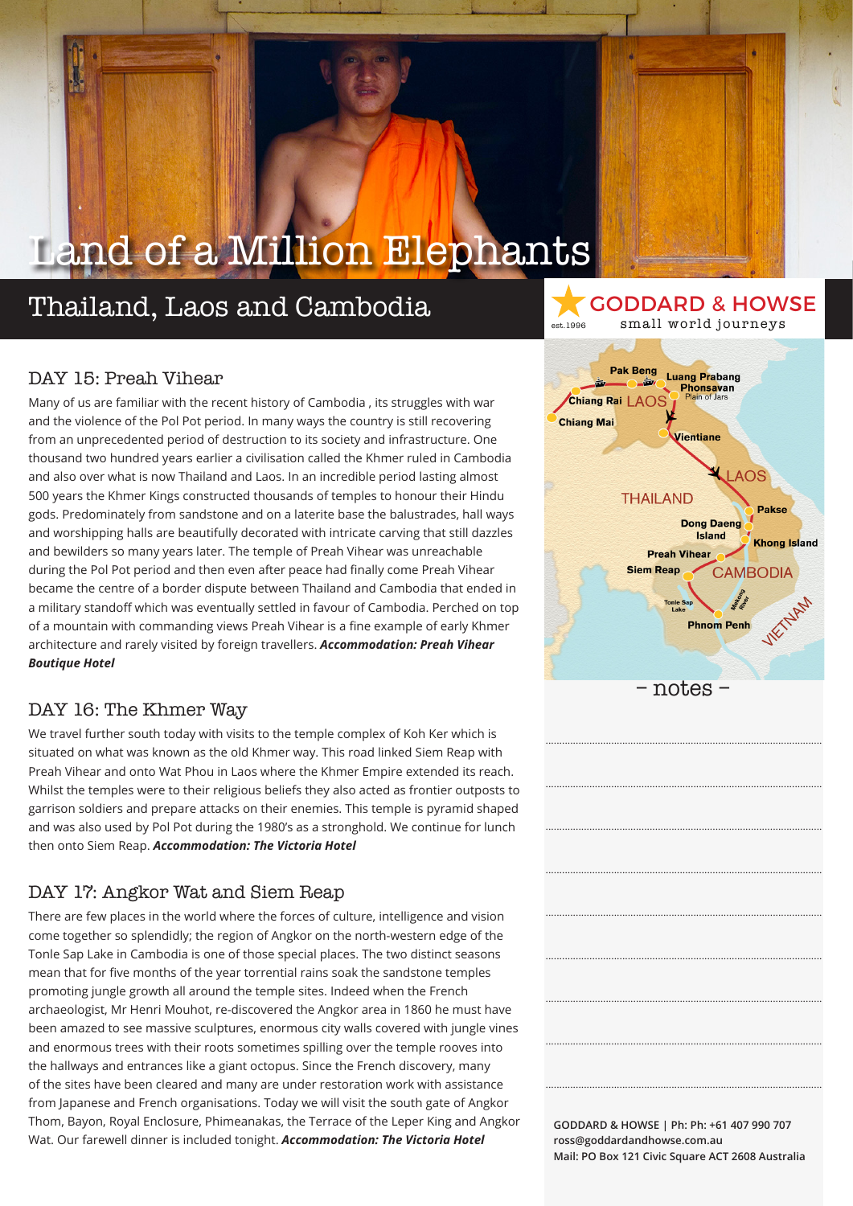# Land of a Million Elephants

## Thailand, Laos and Cambodia

GODDARD & HOWSE
est.1996 small world journeys

### DAY 15: Preah Vihear

Many of us are familiar with the recent history of Cambodia , its struggles with war and the violence of the Pol Pot period. In many ways the country is still recovering from an unprecedented period of destruction to its society and infrastructure. One thousand two hundred years earlier a civilisation called the Khmer ruled in Cambodia and also over what is now Thailand and Laos. In an incredible period lasting almost 500 years the Khmer Kings constructed thousands of temples to honour their Hindu gods. Predominately from sandstone and on a laterite base the balustrades, hall ways and worshipping halls are beautifully decorated with intricate carving that still dazzles and bewilders so many years later. The temple of Preah Vihear was unreachable during the Pol Pot period and then even after peace had finally come Preah Vihear became the centre of a border dispute between Thailand and Cambodia that ended in a military standoff which was eventually settled in favour of Cambodia. Perched on top of a mountain with commanding views Preah Vihear is a fine example of early Khmer architecture and rarely visited by foreign travellers. ***Accommodation: Preah Vihear Boutique Hotel***

### DAY 16: The Khmer Way

We travel further south today with visits to the temple complex of Koh Ker which is situated on what was known as the old Khmer way. This road linked Siem Reap with Preah Vihear and onto Wat Phou in Laos where the Khmer Empire extended its reach. Whilst the temples were to their religious beliefs they also acted as frontier outposts to garrison soldiers and prepare attacks on their enemies. This temple is pyramid shaped and was also used by Pol Pot during the 1980's as a stronghold. We continue for lunch then onto Siem Reap. ***Accommodation: The Victoria Hotel***

### DAY 17: Angkor Wat and Siem Reap

There are few places in the world where the forces of culture, intelligence and vision come together so splendidly; the region of Angkor on the north-western edge of the Tonle Sap Lake in Cambodia is one of those special places. The two distinct seasons mean that for five months of the year torrential rains soak the sandstone temples promoting jungle growth all around the temple sites. Indeed when the French archaeologist, Mr Henri Mouhot, re-discovered the Angkor area in 1860 he must have been amazed to see massive sculptures, enormous city walls covered with jungle vines and enormous trees with their roots sometimes spilling over the temple rooves into the hallways and entrances like a giant octopus. Since the French discovery, many of the sites have been cleared and many are under restoration work with assistance from Japanese and French organisations. Today we will visit the south gate of Angkor Thom, Bayon, Royal Enclosure, Phimeanakas, the Terrace of the Leper King and Angkor Wat. Our farewell dinner is included tonight. ***Accommodation: The Victoria Hotel***

Pak Beng, Luang Prabang, Phonsavan (Plain of Jars), Chiang Rai, LAOS, Chiang Mai, Vientiane, LAOS, THAILAND, Pakse, Dong Daeng Island, Khong Island, Preah Vihear, Siem Reap, CAMBODIA, Tonle Sap Lake, Mekong River, Phnom Penh, VIETNAM

– notes –

**GODDARD & HOWSE | Ph: Ph: +61 407 990 707**
**ross@goddardandhowse.com.au**
**Mail: PO Box 121 Civic Square ACT 2608 Australia**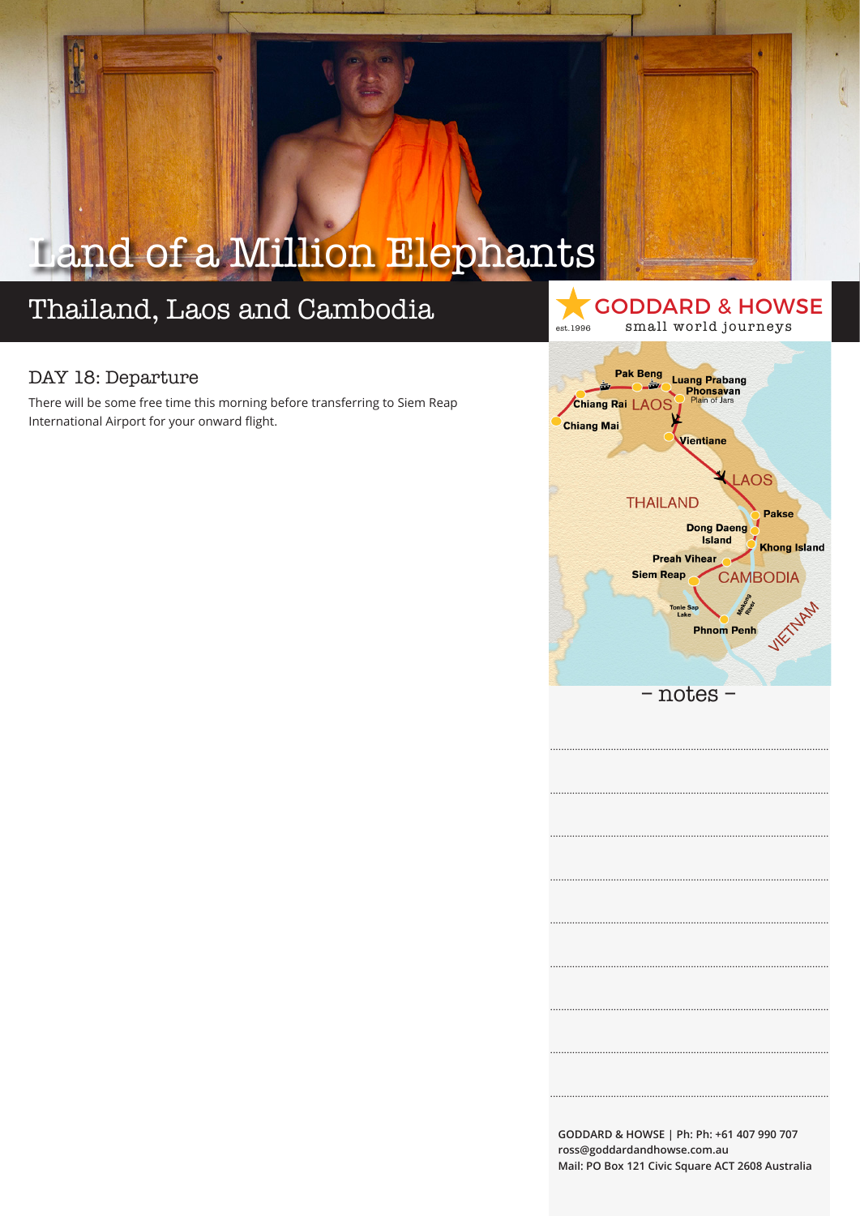# Land of a Million Elephants

## Thailand, Laos and Cambodia

GODDARD & HOWSE
est.1996
small world journeys

### DAY 18: Departure

There will be some free time this morning before transferring to Siem Reap International Airport for your onward flight.

Pak Beng
Luang Prabang
Phonsavan
Plain of Jars
Chiang Rai
LAOS
Chiang Mai
Vientiane
LAOS
THAILAND
Pakse
Dong Daeng Island
Khong Island
Preah Vihear
Siem Reap
CAMBODIA
Tonle Sap Lake
Mekong River
Phnom Penh
VIETNAM

– notes –

**GODDARD & HOWSE | Ph: Ph: +61 407 990 707**
**ross@goddardandhowse.com.au**
**Mail: PO Box 121 Civic Square ACT 2608 Australia**